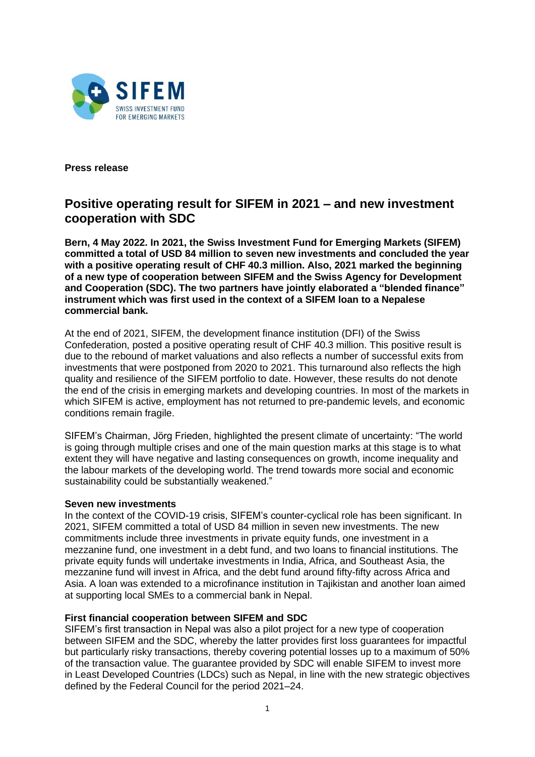**Press release**

# Positive operating result for SIFEM in 2021 – and new investment cooperation with SDC

**Bern, 4 May 2022. In 2021, the Swiss Investment Fund for Emerging Markets (SIFEM) committed a total of USD 84 million to seven new investments and concluded the year with a positive operating result of CHF 40.3 million. Also, 2021 marked the beginning of a new type of cooperation between SIFEM and the Swiss Agency for Development and Cooperation (SDC). The two partners have jointly elaborated a "blended finance" instrument which was first used in the context of a SIFEM loan to a Nepalese commercial bank.**

At the end of 2021, SIFEM, the development finance institution (DFI) of the Swiss Confederation, posted a positive operating result of CHF 40.3 million. This positive result is due to the rebound of market valuations and also reflects a number of successful exits from investments that were postponed from 2020 to 2021. This turnaround also reflects the high quality and resilience of the SIFEM portfolio to date. However, these results do not denote the end of the crisis in emerging markets and developing countries. In most of the markets in which SIFEM is active, employment has not returned to pre-pandemic levels, and economic conditions remain fragile.

SIFEM's Chairman, Jörg Frieden, highlighted the present climate of uncertainty: "The world is going through multiple crises and one of the main question marks at this stage is to what extent they will have negative and lasting consequences on growth, income inequality and the labour markets of the developing world. The trend towards more social and economic sustainability could be substantially weakened."

**Seven new investments**

In the context of the COVID-19 crisis, SIFEM's counter-cyclical role has been significant. In 2021, SIFEM committed a total of USD 84 million in seven new investments. The new commitments include three investments in private equity funds, one investment in a mezzanine fund, one investment in a debt fund, and two loans to financial institutions. The private equity funds will undertake investments in India, Africa, and Southeast Asia, the mezzanine fund will invest in Africa, and the debt fund around fifty-fifty across Africa and Asia. A loan was extended to a microfinance institution in Tajikistan and another loan aimed at supporting local SMEs to a commercial bank in Nepal.

**First financial cooperation between SIFEM and SDC**

SIFEM's first transaction in Nepal was also a pilot project for a new type of cooperation between SIFEM and the SDC, whereby the latter provides first loss guarantees for impactful but particularly risky transactions, thereby covering potential losses up to a maximum of 50% of the transaction value. The guarantee provided by SDC will enable SIFEM to invest more in Least Developed Countries (LDCs) such as Nepal, in line with the new strategic objectives defined by the Federal Council for the period 2021–24.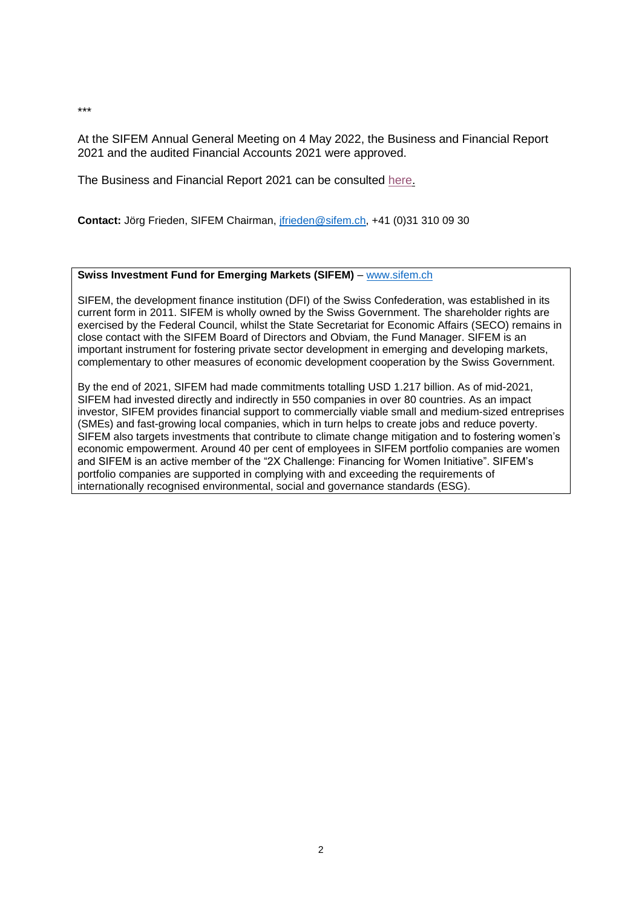***

At the SIFEM Annual General Meeting on 4 May 2022, the Business and Financial Report 2021 and the audited Financial Accounts 2021 were approved.

The Business and Financial Report 2021 can be consulted here.

**Contact:** Jörg Frieden, SIFEM Chairman, jfrieden@sifem.ch, +41 (0)31 310 09 30

**Swiss Investment Fund for Emerging Markets (SIFEM)** – www.sifem.ch

SIFEM, the development finance institution (DFI) of the Swiss Confederation, was established in its current form in 2011. SIFEM is wholly owned by the Swiss Government. The shareholder rights are exercised by the Federal Council, whilst the State Secretariat for Economic Affairs (SECO) remains in close contact with the SIFEM Board of Directors and Obviam, the Fund Manager. SIFEM is an important instrument for fostering private sector development in emerging and developing markets, complementary to other measures of economic development cooperation by the Swiss Government.

By the end of 2021, SIFEM had made commitments totalling USD 1.217 billion. As of mid-2021, SIFEM had invested directly and indirectly in 550 companies in over 80 countries. As an impact investor, SIFEM provides financial support to commercially viable small and medium-sized entreprises (SMEs) and fast-growing local companies, which in turn helps to create jobs and reduce poverty. SIFEM also targets investments that contribute to climate change mitigation and to fostering women's economic empowerment. Around 40 per cent of employees in SIFEM portfolio companies are women and SIFEM is an active member of the "2X Challenge: Financing for Women Initiative". SIFEM's portfolio companies are supported in complying with and exceeding the requirements of internationally recognised environmental, social and governance standards (ESG).